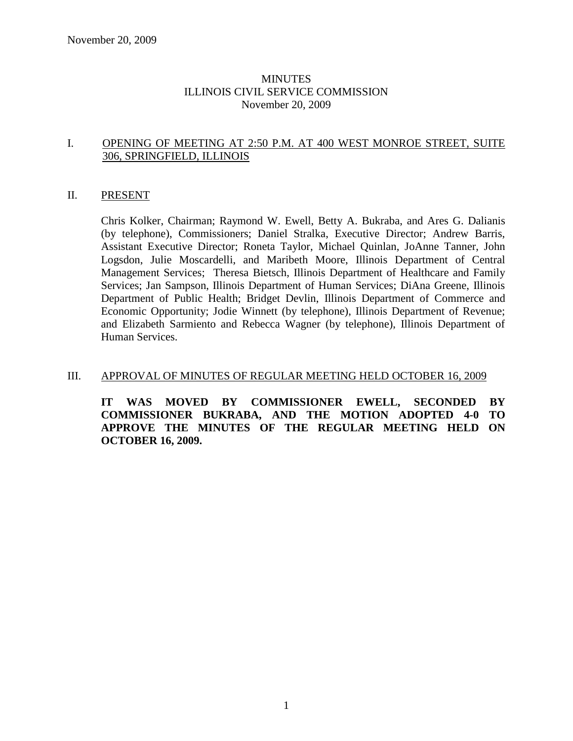# MINUTES
# ILLINOIS CIVIL SERVICE COMMISSION
November 20, 2009

## I. OPENING OF MEETING AT 2:50 P.M. AT 400 WEST MONROE STREET, SUITE 306, SPRINGFIELD, ILLINOIS

## II. PRESENT

Chris Kolker, Chairman; Raymond W. Ewell, Betty A. Bukraba, and Ares G. Dalianis (by telephone), Commissioners; Daniel Stralka, Executive Director; Andrew Barris, Assistant Executive Director; Roneta Taylor, Michael Quinlan, JoAnne Tanner, John Logsdon, Julie Moscardelli, and Maribeth Moore, Illinois Department of Central Management Services; Theresa Bietsch, Illinois Department of Healthcare and Family Services; Jan Sampson, Illinois Department of Human Services; DiAna Greene, Illinois Department of Public Health; Bridget Devlin, Illinois Department of Commerce and Economic Opportunity; Jodie Winnett (by telephone), Illinois Department of Revenue; and Elizabeth Sarmiento and Rebecca Wagner (by telephone), Illinois Department of Human Services.

## III. APPROVAL OF MINUTES OF REGULAR MEETING HELD OCTOBER 16, 2009

**IT WAS MOVED BY COMMISSIONER EWELL, SECONDED BY COMMISSIONER BUKRABA, AND THE MOTION ADOPTED 4-0 TO APPROVE THE MINUTES OF THE REGULAR MEETING HELD ON OCTOBER 16, 2009.**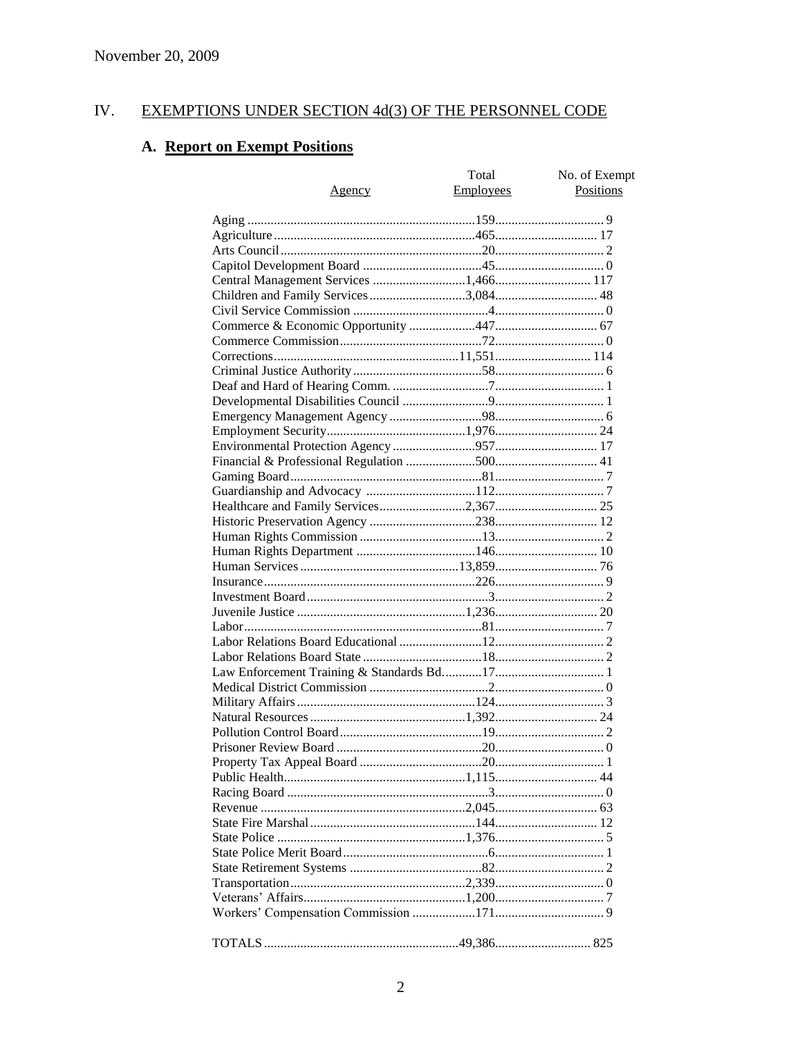November 20, 2009

## IV. EXEMPTIONS UNDER SECTION 4d(3) OF THE PERSONNEL CODE

### A. Report on Exempt Positions

| Agency | Total Employees | No. of Exempt Positions |
|---|---|---|
| Aging | 159 | 9 |
| Agriculture | 465 | 17 |
| Arts Council | 20 | 2 |
| Capitol Development Board | 45 | 0 |
| Central Management Services | 1,466 | 117 |
| Children and Family Services | 3,084 | 48 |
| Civil Service Commission | 4 | 0 |
| Commerce & Economic Opportunity | 447 | 67 |
| Commerce Commission | 72 | 0 |
| Corrections | 11,551 | 114 |
| Criminal Justice Authority | 58 | 6 |
| Deaf and Hard of Hearing Comm. | 7 | 1 |
| Developmental Disabilities Council | 9 | 1 |
| Emergency Management Agency | 98 | 6 |
| Employment Security | 1,976 | 24 |
| Environmental Protection Agency | 957 | 17 |
| Financial & Professional Regulation | 500 | 41 |
| Gaming Board | 81 | 7 |
| Guardianship and Advocacy | 112 | 7 |
| Healthcare and Family Services | 2,367 | 25 |
| Historic Preservation Agency | 238 | 12 |
| Human Rights Commission | 13 | 2 |
| Human Rights Department | 146 | 10 |
| Human Services | 13,859 | 76 |
| Insurance | 226 | 9 |
| Investment Board | 3 | 2 |
| Juvenile Justice | 1,236 | 20 |
| Labor | 81 | 7 |
| Labor Relations Board Educational | 12 | 2 |
| Labor Relations Board State | 18 | 2 |
| Law Enforcement Training & Standards Bd. | 17 | 1 |
| Medical District Commission | 2 | 0 |
| Military Affairs | 124 | 3 |
| Natural Resources | 1,392 | 24 |
| Pollution Control Board | 19 | 2 |
| Prisoner Review Board | 20 | 0 |
| Property Tax Appeal Board | 20 | 1 |
| Public Health | 1,115 | 44 |
| Racing Board | 3 | 0 |
| Revenue | 2,045 | 63 |
| State Fire Marshal | 144 | 12 |
| State Police | 1,376 | 5 |
| State Police Merit Board | 6 | 1 |
| State Retirement Systems | 82 | 2 |
| Transportation | 2,339 | 0 |
| Veterans' Affairs | 1,200 | 7 |
| Workers' Compensation Commission | 171 | 9 |
| TOTALS | 49,386 | 825 |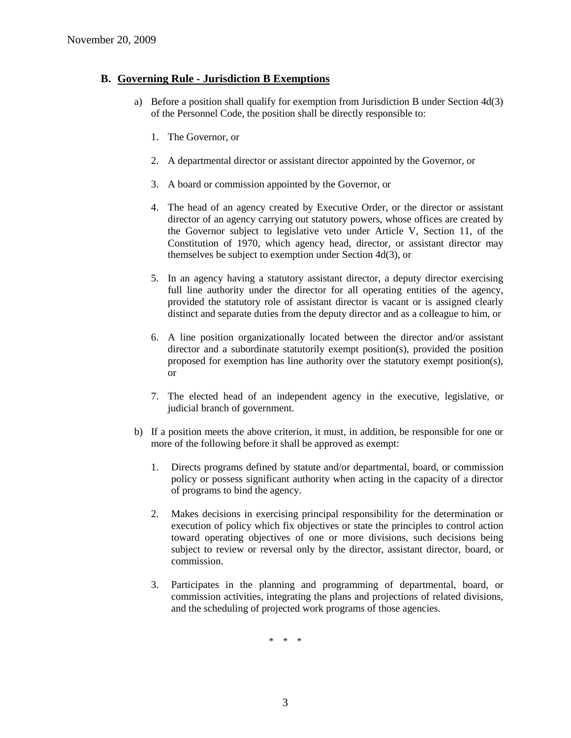## B. Governing Rule - Jurisdiction B Exemptions

a) Before a position shall qualify for exemption from Jurisdiction B under Section 4d(3) of the Personnel Code, the position shall be directly responsible to:

   1. The Governor, or

   2. A departmental director or assistant director appointed by the Governor, or

   3. A board or commission appointed by the Governor, or

   4. The head of an agency created by Executive Order, or the director or assistant director of an agency carrying out statutory powers, whose offices are created by the Governor subject to legislative veto under Article V, Section 11, of the Constitution of 1970, which agency head, director, or assistant director may themselves be subject to exemption under Section 4d(3), or

   5. In an agency having a statutory assistant director, a deputy director exercising full line authority under the director for all operating entities of the agency, provided the statutory role of assistant director is vacant or is assigned clearly distinct and separate duties from the deputy director and as a colleague to him, or

   6. A line position organizationally located between the director and/or assistant director and a subordinate statutorily exempt position(s), provided the position proposed for exemption has line authority over the statutory exempt position(s), or

   7. The elected head of an independent agency in the executive, legislative, or judicial branch of government.

b) If a position meets the above criterion, it must, in addition, be responsible for one or more of the following before it shall be approved as exempt:

   1. Directs programs defined by statute and/or departmental, board, or commission policy or possess significant authority when acting in the capacity of a director of programs to bind the agency.

   2. Makes decisions in exercising principal responsibility for the determination or execution of policy which fix objectives or state the principles to control action toward operating objectives of one or more divisions, such decisions being subject to review or reversal only by the director, assistant director, board, or commission.

   3. Participates in the planning and programming of departmental, board, or commission activities, integrating the plans and projections of related divisions, and the scheduling of projected work programs of those agencies.

\* \* \*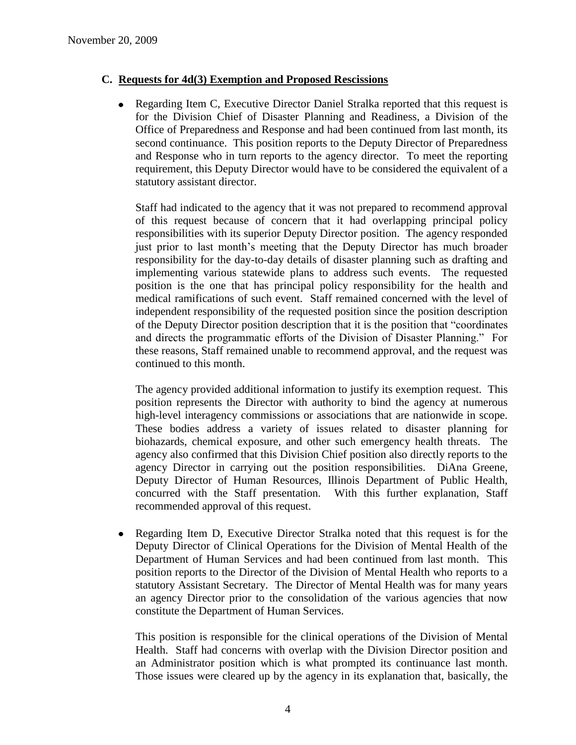## C. Requests for 4d(3) Exemption and Proposed Rescissions

- Regarding Item C, Executive Director Daniel Stralka reported that this request is for the Division Chief of Disaster Planning and Readiness, a Division of the Office of Preparedness and Response and had been continued from last month, its second continuance. This position reports to the Deputy Director of Preparedness and Response who in turn reports to the agency director. To meet the reporting requirement, this Deputy Director would have to be considered the equivalent of a statutory assistant director.

  Staff had indicated to the agency that it was not prepared to recommend approval of this request because of concern that it had overlapping principal policy responsibilities with its superior Deputy Director position. The agency responded just prior to last month's meeting that the Deputy Director has much broader responsibility for the day-to-day details of disaster planning such as drafting and implementing various statewide plans to address such events. The requested position is the one that has principal policy responsibility for the health and medical ramifications of such event. Staff remained concerned with the level of independent responsibility of the requested position since the position description of the Deputy Director position description that it is the position that "coordinates and directs the programmatic efforts of the Division of Disaster Planning." For these reasons, Staff remained unable to recommend approval, and the request was continued to this month.

  The agency provided additional information to justify its exemption request. This position represents the Director with authority to bind the agency at numerous high-level interagency commissions or associations that are nationwide in scope. These bodies address a variety of issues related to disaster planning for biohazards, chemical exposure, and other such emergency health threats. The agency also confirmed that this Division Chief position also directly reports to the agency Director in carrying out the position responsibilities. DiAna Greene, Deputy Director of Human Resources, Illinois Department of Public Health, concurred with the Staff presentation. With this further explanation, Staff recommended approval of this request.

- Regarding Item D, Executive Director Stralka noted that this request is for the Deputy Director of Clinical Operations for the Division of Mental Health of the Department of Human Services and had been continued from last month. This position reports to the Director of the Division of Mental Health who reports to a statutory Assistant Secretary. The Director of Mental Health was for many years an agency Director prior to the consolidation of the various agencies that now constitute the Department of Human Services.

  This position is responsible for the clinical operations of the Division of Mental Health. Staff had concerns with overlap with the Division Director position and an Administrator position which is what prompted its continuance last month. Those issues were cleared up by the agency in its explanation that, basically, the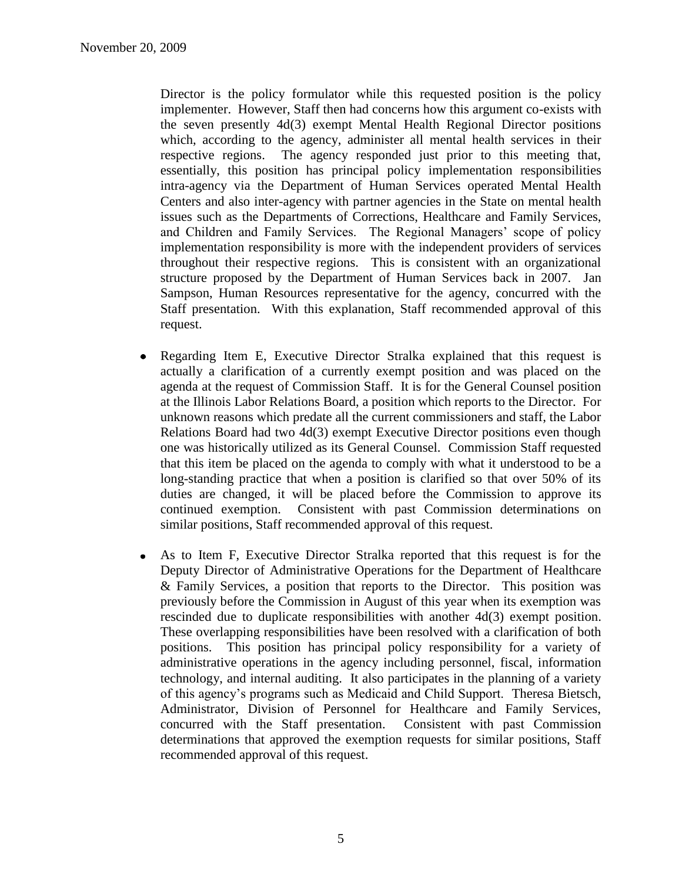Director is the policy formulator while this requested position is the policy implementer. However, Staff then had concerns how this argument co-exists with the seven presently 4d(3) exempt Mental Health Regional Director positions which, according to the agency, administer all mental health services in their respective regions. The agency responded just prior to this meeting that, essentially, this position has principal policy implementation responsibilities intra-agency via the Department of Human Services operated Mental Health Centers and also inter-agency with partner agencies in the State on mental health issues such as the Departments of Corrections, Healthcare and Family Services, and Children and Family Services. The Regional Managers' scope of policy implementation responsibility is more with the independent providers of services throughout their respective regions. This is consistent with an organizational structure proposed by the Department of Human Services back in 2007. Jan Sampson, Human Resources representative for the agency, concurred with the Staff presentation. With this explanation, Staff recommended approval of this request.

- Regarding Item E, Executive Director Stralka explained that this request is actually a clarification of a currently exempt position and was placed on the agenda at the request of Commission Staff. It is for the General Counsel position at the Illinois Labor Relations Board, a position which reports to the Director. For unknown reasons which predate all the current commissioners and staff, the Labor Relations Board had two 4d(3) exempt Executive Director positions even though one was historically utilized as its General Counsel. Commission Staff requested that this item be placed on the agenda to comply with what it understood to be a long-standing practice that when a position is clarified so that over 50% of its duties are changed, it will be placed before the Commission to approve its continued exemption. Consistent with past Commission determinations on similar positions, Staff recommended approval of this request.

- As to Item F, Executive Director Stralka reported that this request is for the Deputy Director of Administrative Operations for the Department of Healthcare & Family Services, a position that reports to the Director. This position was previously before the Commission in August of this year when its exemption was rescinded due to duplicate responsibilities with another 4d(3) exempt position. These overlapping responsibilities have been resolved with a clarification of both positions. This position has principal policy responsibility for a variety of administrative operations in the agency including personnel, fiscal, information technology, and internal auditing. It also participates in the planning of a variety of this agency's programs such as Medicaid and Child Support. Theresa Bietsch, Administrator, Division of Personnel for Healthcare and Family Services, concurred with the Staff presentation. Consistent with past Commission determinations that approved the exemption requests for similar positions, Staff recommended approval of this request.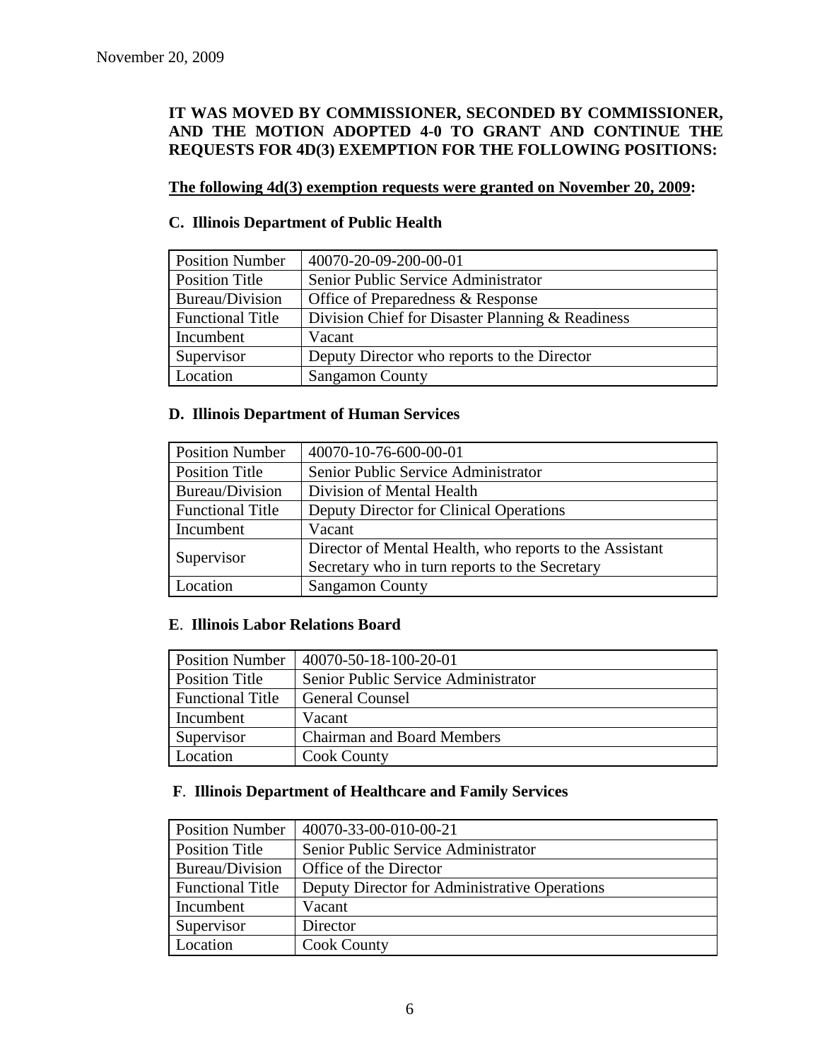November 20, 2009

**IT WAS MOVED BY COMMISSIONER, SECONDED BY COMMISSIONER, AND THE MOTION ADOPTED 4-0 TO GRANT AND CONTINUE THE REQUESTS FOR 4D(3) EXEMPTION FOR THE FOLLOWING POSITIONS:**

**The following 4d(3) exemption requests were granted on November 20, 2009:**

### C. Illinois Department of Public Health

| Position Number | 40070-20-09-200-00-01 |
|---|---|
| Position Title | Senior Public Service Administrator |
| Bureau/Division | Office of Preparedness & Response |
| Functional Title | Division Chief for Disaster Planning & Readiness |
| Incumbent | Vacant |
| Supervisor | Deputy Director who reports to the Director |
| Location | Sangamon County |

### D. Illinois Department of Human Services

| Position Number | 40070-10-76-600-00-01 |
|---|---|
| Position Title | Senior Public Service Administrator |
| Bureau/Division | Division of Mental Health |
| Functional Title | Deputy Director for Clinical Operations |
| Incumbent | Vacant |
| Supervisor | Director of Mental Health, who reports to the Assistant Secretary who in turn reports to the Secretary |
| Location | Sangamon County |

### E. Illinois Labor Relations Board

| Position Number | 40070-50-18-100-20-01 |
|---|---|
| Position Title | Senior Public Service Administrator |
| Functional Title | General Counsel |
| Incumbent | Vacant |
| Supervisor | Chairman and Board Members |
| Location | Cook County |

### F. Illinois Department of Healthcare and Family Services

| Position Number | 40070-33-00-010-00-21 |
|---|---|
| Position Title | Senior Public Service Administrator |
| Bureau/Division | Office of the Director |
| Functional Title | Deputy Director for Administrative Operations |
| Incumbent | Vacant |
| Supervisor | Director |
| Location | Cook County |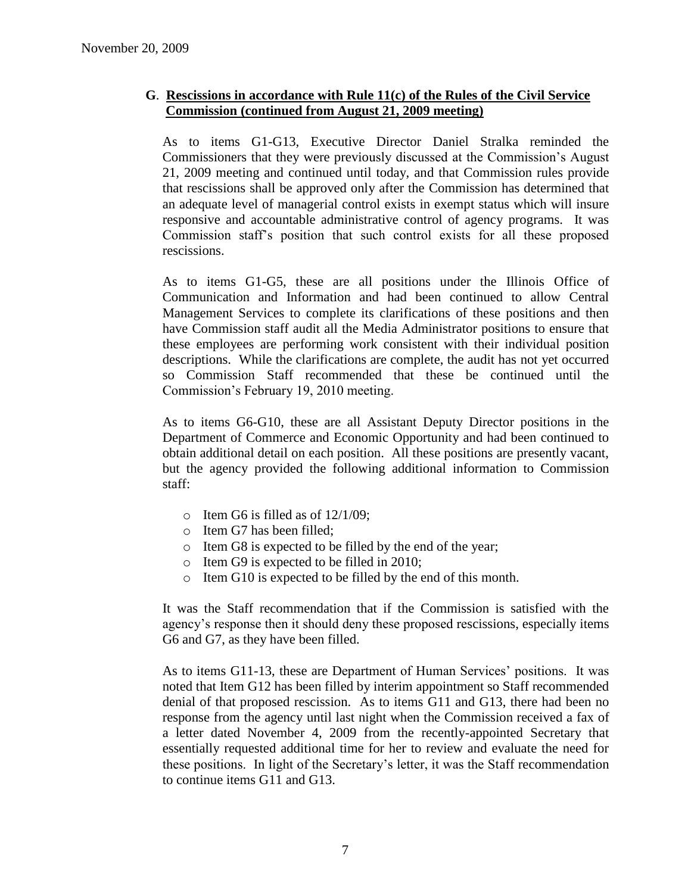## G. Rescissions in accordance with Rule 11(c) of the Rules of the Civil Service Commission (continued from August 21, 2009 meeting)

As to items G1-G13, Executive Director Daniel Stralka reminded the Commissioners that they were previously discussed at the Commission's August 21, 2009 meeting and continued until today, and that Commission rules provide that rescissions shall be approved only after the Commission has determined that an adequate level of managerial control exists in exempt status which will insure responsive and accountable administrative control of agency programs. It was Commission staff's position that such control exists for all these proposed rescissions.

As to items G1-G5, these are all positions under the Illinois Office of Communication and Information and had been continued to allow Central Management Services to complete its clarifications of these positions and then have Commission staff audit all the Media Administrator positions to ensure that these employees are performing work consistent with their individual position descriptions. While the clarifications are complete, the audit has not yet occurred so Commission Staff recommended that these be continued until the Commission's February 19, 2010 meeting.

As to items G6-G10, these are all Assistant Deputy Director positions in the Department of Commerce and Economic Opportunity and had been continued to obtain additional detail on each position. All these positions are presently vacant, but the agency provided the following additional information to Commission staff:

- Item G6 is filled as of 12/1/09;
- Item G7 has been filled;
- Item G8 is expected to be filled by the end of the year;
- Item G9 is expected to be filled in 2010;
- Item G10 is expected to be filled by the end of this month.

It was the Staff recommendation that if the Commission is satisfied with the agency's response then it should deny these proposed rescissions, especially items G6 and G7, as they have been filled.

As to items G11-13, these are Department of Human Services' positions. It was noted that Item G12 has been filled by interim appointment so Staff recommended denial of that proposed rescission. As to items G11 and G13, there had been no response from the agency until last night when the Commission received a fax of a letter dated November 4, 2009 from the recently-appointed Secretary that essentially requested additional time for her to review and evaluate the need for these positions. In light of the Secretary's letter, it was the Staff recommendation to continue items G11 and G13.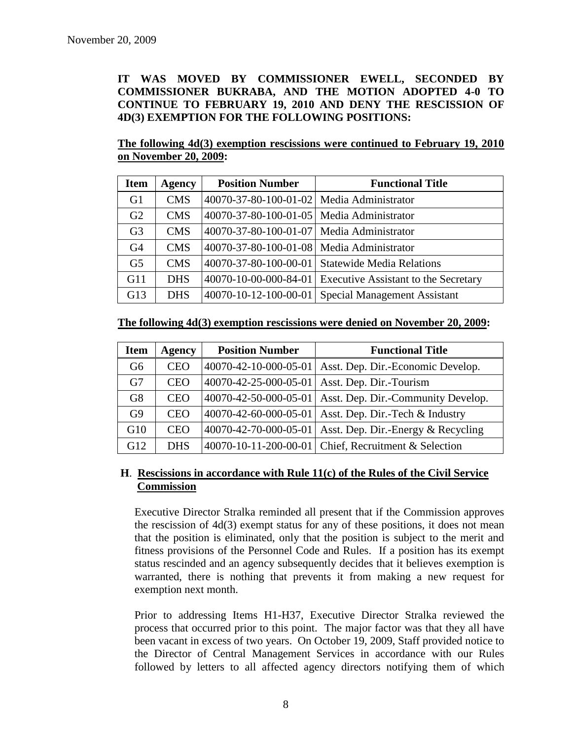November 20, 2009

**IT WAS MOVED BY COMMISSIONER EWELL, SECONDED BY COMMISSIONER BUKRABA, AND THE MOTION ADOPTED 4-0 TO CONTINUE TO FEBRUARY 19, 2010 AND DENY THE RESCISSION OF 4D(3) EXEMPTION FOR THE FOLLOWING POSITIONS:**

**<u>The following 4d(3) exemption rescissions were continued to February 19, 2010 on November 20, 2009</u>:**

| Item | Agency | Position Number | Functional Title |
|---|---|---|---|
| G1 | CMS | 40070-37-80-100-01-02 | Media Administrator |
| G2 | CMS | 40070-37-80-100-01-05 | Media Administrator |
| G3 | CMS | 40070-37-80-100-01-07 | Media Administrator |
| G4 | CMS | 40070-37-80-100-01-08 | Media Administrator |
| G5 | CMS | 40070-37-80-100-00-01 | Statewide Media Relations |
| G11 | DHS | 40070-10-00-000-84-01 | Executive Assistant to the Secretary |
| G13 | DHS | 40070-10-12-100-00-01 | Special Management Assistant |

**<u>The following 4d(3) exemption rescissions were denied on November 20, 2009</u>:**

| Item | Agency | Position Number | Functional Title |
|---|---|---|---|
| G6 | CEO | 40070-42-10-000-05-01 | Asst. Dep. Dir.-Economic Develop. |
| G7 | CEO | 40070-42-25-000-05-01 | Asst. Dep. Dir.-Tourism |
| G8 | CEO | 40070-42-50-000-05-01 | Asst. Dep. Dir.-Community Develop. |
| G9 | CEO | 40070-42-60-000-05-01 | Asst. Dep. Dir.-Tech & Industry |
| G10 | CEO | 40070-42-70-000-05-01 | Asst. Dep. Dir.-Energy & Recycling |
| G12 | DHS | 40070-10-11-200-00-01 | Chief, Recruitment & Selection |

## H. <u>Rescissions in accordance with Rule 11(c) of the Rules of the Civil Service Commission</u>

Executive Director Stralka reminded all present that if the Commission approves the rescission of 4d(3) exempt status for any of these positions, it does not mean that the position is eliminated, only that the position is subject to the merit and fitness provisions of the Personnel Code and Rules. If a position has its exempt status rescinded and an agency subsequently decides that it believes exemption is warranted, there is nothing that prevents it from making a new request for exemption next month.

Prior to addressing Items H1-H37, Executive Director Stralka reviewed the process that occurred prior to this point. The major factor was that they all have been vacant in excess of two years. On October 19, 2009, Staff provided notice to the Director of Central Management Services in accordance with our Rules followed by letters to all affected agency directors notifying them of which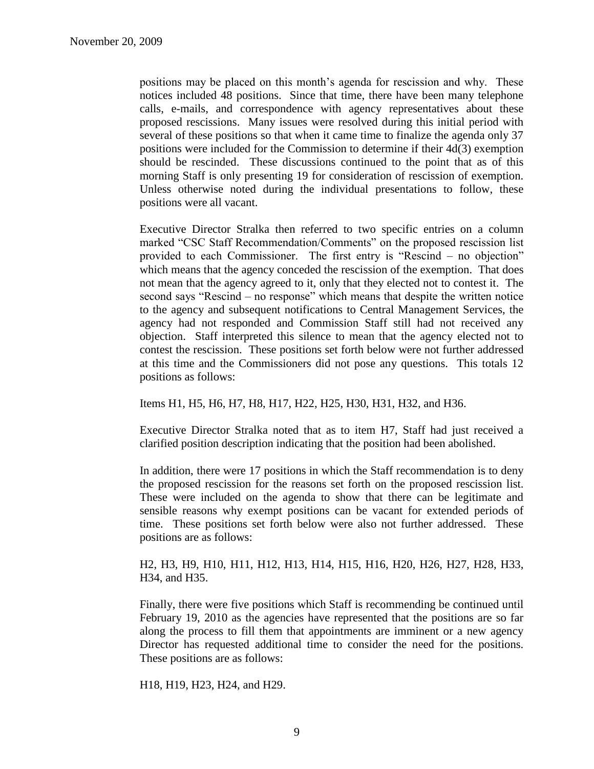positions may be placed on this month's agenda for rescission and why. These notices included 48 positions. Since that time, there have been many telephone calls, e-mails, and correspondence with agency representatives about these proposed rescissions. Many issues were resolved during this initial period with several of these positions so that when it came time to finalize the agenda only 37 positions were included for the Commission to determine if their 4d(3) exemption should be rescinded. These discussions continued to the point that as of this morning Staff is only presenting 19 for consideration of rescission of exemption. Unless otherwise noted during the individual presentations to follow, these positions were all vacant.

Executive Director Stralka then referred to two specific entries on a column marked "CSC Staff Recommendation/Comments" on the proposed rescission list provided to each Commissioner. The first entry is "Rescind – no objection" which means that the agency conceded the rescission of the exemption. That does not mean that the agency agreed to it, only that they elected not to contest it. The second says "Rescind – no response" which means that despite the written notice to the agency and subsequent notifications to Central Management Services, the agency had not responded and Commission Staff still had not received any objection. Staff interpreted this silence to mean that the agency elected not to contest the rescission. These positions set forth below were not further addressed at this time and the Commissioners did not pose any questions. This totals 12 positions as follows:

Items H1, H5, H6, H7, H8, H17, H22, H25, H30, H31, H32, and H36.

Executive Director Stralka noted that as to item H7, Staff had just received a clarified position description indicating that the position had been abolished.

In addition, there were 17 positions in which the Staff recommendation is to deny the proposed rescission for the reasons set forth on the proposed rescission list. These were included on the agenda to show that there can be legitimate and sensible reasons why exempt positions can be vacant for extended periods of time. These positions set forth below were also not further addressed. These positions are as follows:

H2, H3, H9, H10, H11, H12, H13, H14, H15, H16, H20, H26, H27, H28, H33, H34, and H35.

Finally, there were five positions which Staff is recommending be continued until February 19, 2010 as the agencies have represented that the positions are so far along the process to fill them that appointments are imminent or a new agency Director has requested additional time to consider the need for the positions. These positions are as follows:

H18, H19, H23, H24, and H29.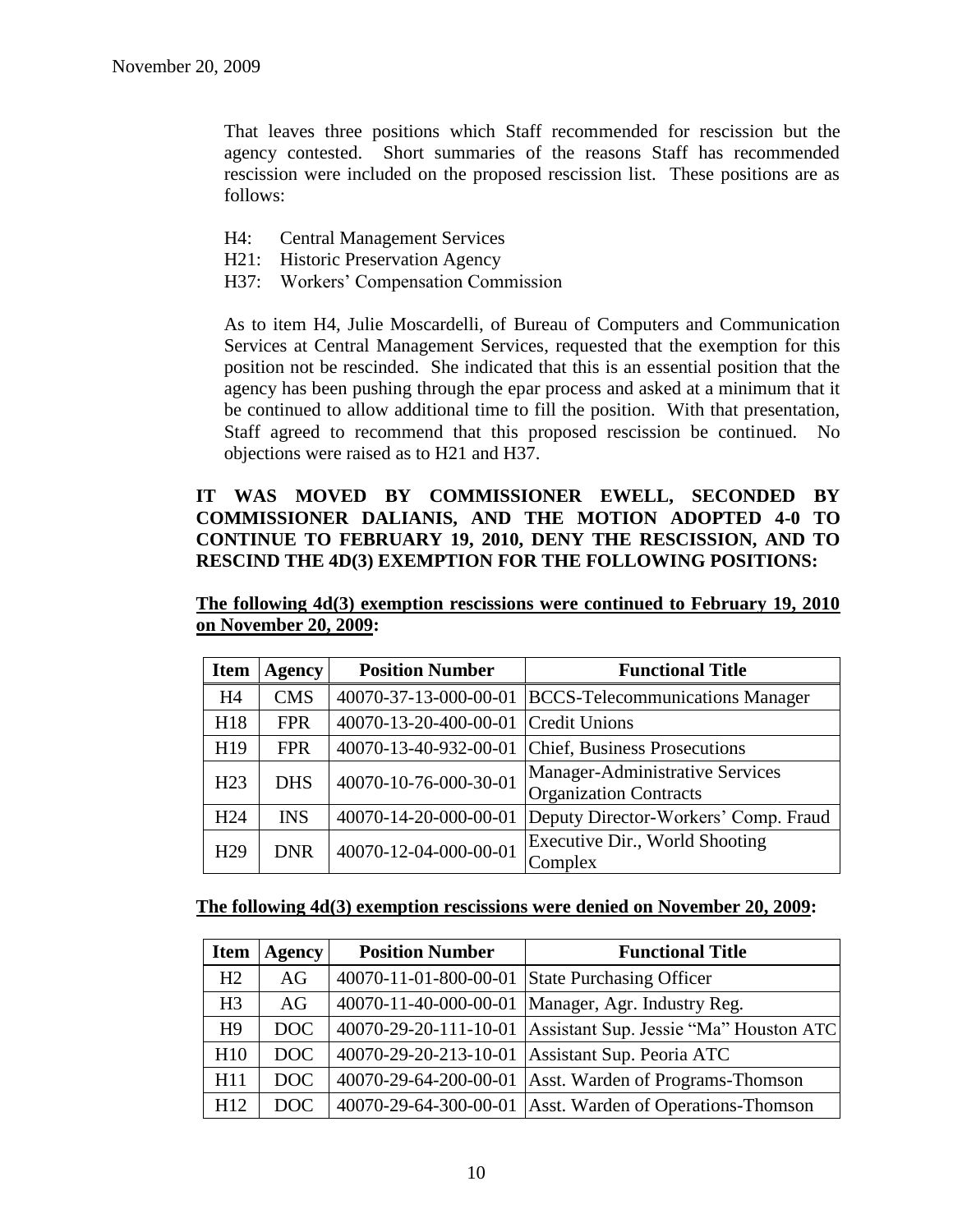That leaves three positions which Staff recommended for rescission but the agency contested. Short summaries of the reasons Staff has recommended rescission were included on the proposed rescission list. These positions are as follows:

- H4: Central Management Services
- H21: Historic Preservation Agency
- H37: Workers' Compensation Commission

As to item H4, Julie Moscardelli, of Bureau of Computers and Communication Services at Central Management Services, requested that the exemption for this position not be rescinded. She indicated that this is an essential position that the agency has been pushing through the epar process and asked at a minimum that it be continued to allow additional time to fill the position. With that presentation, Staff agreed to recommend that this proposed rescission be continued. No objections were raised as to H21 and H37.

**IT WAS MOVED BY COMMISSIONER EWELL, SECONDED BY COMMISSIONER DALIANIS, AND THE MOTION ADOPTED 4-0 TO CONTINUE TO FEBRUARY 19, 2010, DENY THE RESCISSION, AND TO RESCIND THE 4D(3) EXEMPTION FOR THE FOLLOWING POSITIONS:**

**The following 4d(3) exemption rescissions were continued to February 19, 2010 on November 20, 2009:**

| Item | Agency | Position Number | Functional Title |
|---|---|---|---|
| H4 | CMS | 40070-37-13-000-00-01 | BCCS-Telecommunications Manager |
| H18 | FPR | 40070-13-20-400-00-01 | Credit Unions |
| H19 | FPR | 40070-13-40-932-00-01 | Chief, Business Prosecutions |
| H23 | DHS | 40070-10-76-000-30-01 | Manager-Administrative Services Organization Contracts |
| H24 | INS | 40070-14-20-000-00-01 | Deputy Director-Workers' Comp. Fraud |
| H29 | DNR | 40070-12-04-000-00-01 | Executive Dir., World Shooting Complex |

**The following 4d(3) exemption rescissions were denied on November 20, 2009:**

| Item | Agency | Position Number | Functional Title |
|---|---|---|---|
| H2 | AG | 40070-11-01-800-00-01 | State Purchasing Officer |
| H3 | AG | 40070-11-40-000-00-01 | Manager, Agr. Industry Reg. |
| H9 | DOC | 40070-29-20-111-10-01 | Assistant Sup. Jessie "Ma" Houston ATC |
| H10 | DOC | 40070-29-20-213-10-01 | Assistant Sup. Peoria ATC |
| H11 | DOC | 40070-29-64-200-00-01 | Asst. Warden of Programs-Thomson |
| H12 | DOC | 40070-29-64-300-00-01 | Asst. Warden of Operations-Thomson |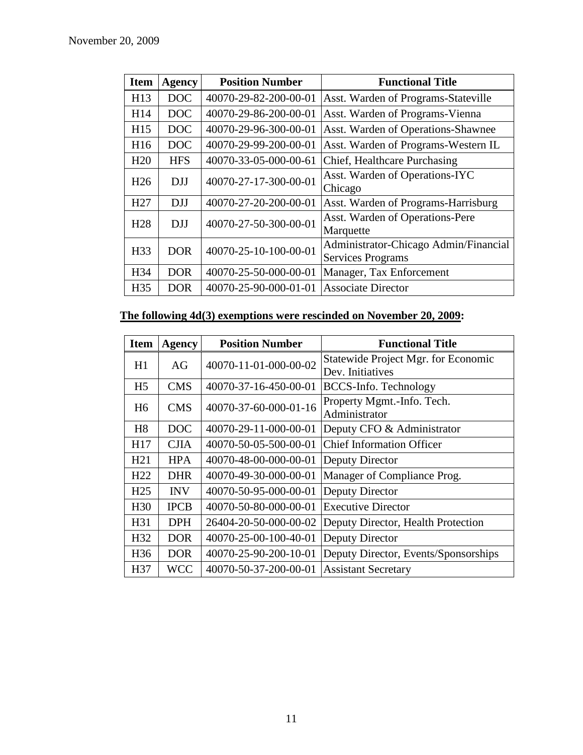November 20, 2009

| Item | Agency | Position Number | Functional Title |
|---|---|---|---|
| H13 | DOC | 40070-29-82-200-00-01 | Asst. Warden of Programs-Stateville |
| H14 | DOC | 40070-29-86-200-00-01 | Asst. Warden of Programs-Vienna |
| H15 | DOC | 40070-29-96-300-00-01 | Asst. Warden of Operations-Shawnee |
| H16 | DOC | 40070-29-99-200-00-01 | Asst. Warden of Programs-Western IL |
| H20 | HFS | 40070-33-05-000-00-61 | Chief, Healthcare Purchasing |
| H26 | DJJ | 40070-27-17-300-00-01 | Asst. Warden of Operations-IYC Chicago |
| H27 | DJJ | 40070-27-20-200-00-01 | Asst. Warden of Programs-Harrisburg |
| H28 | DJJ | 40070-27-50-300-00-01 | Asst. Warden of Operations-Pere Marquette |
| H33 | DOR | 40070-25-10-100-00-01 | Administrator-Chicago Admin/Financial Services Programs |
| H34 | DOR | 40070-25-50-000-00-01 | Manager, Tax Enforcement |
| H35 | DOR | 40070-25-90-000-01-01 | Associate Director |

**The following 4d(3) exemptions were rescinded on November 20, 2009:**

| Item | Agency | Position Number | Functional Title |
|---|---|---|---|
| H1 | AG | 40070-11-01-000-00-02 | Statewide Project Mgr. for Economic Dev. Initiatives |
| H5 | CMS | 40070-37-16-450-00-01 | BCCS-Info. Technology |
| H6 | CMS | 40070-37-60-000-01-16 | Property Mgmt.-Info. Tech. Administrator |
| H8 | DOC | 40070-29-11-000-00-01 | Deputy CFO & Administrator |
| H17 | CJIA | 40070-50-05-500-00-01 | Chief Information Officer |
| H21 | HPA | 40070-48-00-000-00-01 | Deputy Director |
| H22 | DHR | 40070-49-30-000-00-01 | Manager of Compliance Prog. |
| H25 | INV | 40070-50-95-000-00-01 | Deputy Director |
| H30 | IPCB | 40070-50-80-000-00-01 | Executive Director |
| H31 | DPH | 26404-20-50-000-00-02 | Deputy Director, Health Protection |
| H32 | DOR | 40070-25-00-100-40-01 | Deputy Director |
| H36 | DOR | 40070-25-90-200-10-01 | Deputy Director, Events/Sponsorships |
| H37 | WCC | 40070-50-37-200-00-01 | Assistant Secretary |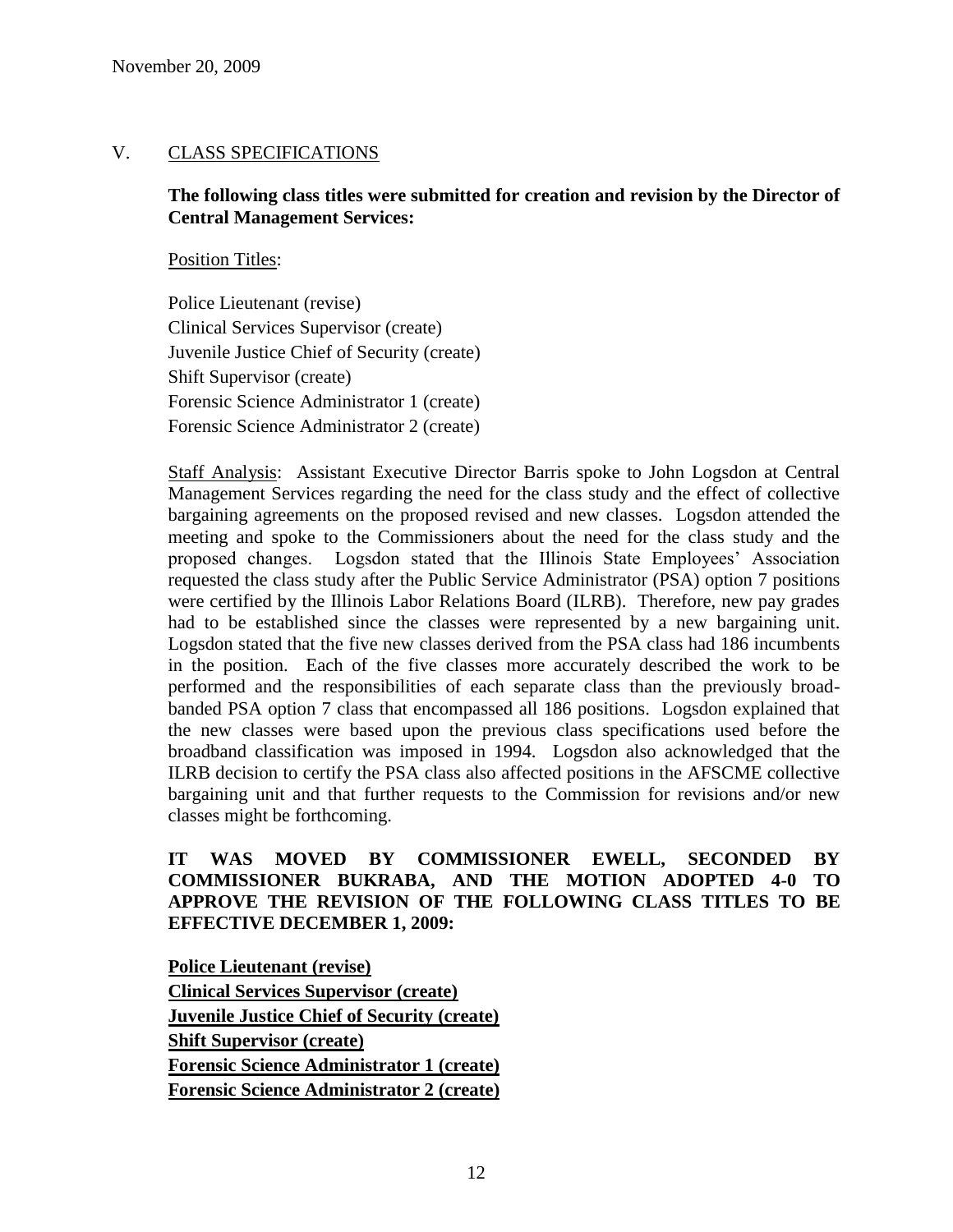November 20, 2009

## V. CLASS SPECIFICATIONS

**The following class titles were submitted for creation and revision by the Director of Central Management Services:**

Position Titles:

Police Lieutenant (revise)
Clinical Services Supervisor (create)
Juvenile Justice Chief of Security (create)
Shift Supervisor (create)
Forensic Science Administrator 1 (create)
Forensic Science Administrator 2 (create)

Staff Analysis: Assistant Executive Director Barris spoke to John Logsdon at Central Management Services regarding the need for the class study and the effect of collective bargaining agreements on the proposed revised and new classes. Logsdon attended the meeting and spoke to the Commissioners about the need for the class study and the proposed changes. Logsdon stated that the Illinois State Employees' Association requested the class study after the Public Service Administrator (PSA) option 7 positions were certified by the Illinois Labor Relations Board (ILRB). Therefore, new pay grades had to be established since the classes were represented by a new bargaining unit. Logsdon stated that the five new classes derived from the PSA class had 186 incumbents in the position. Each of the five classes more accurately described the work to be performed and the responsibilities of each separate class than the previously broad-banded PSA option 7 class that encompassed all 186 positions. Logsdon explained that the new classes were based upon the previous class specifications used before the broadband classification was imposed in 1994. Logsdon also acknowledged that the ILRB decision to certify the PSA class also affected positions in the AFSCME collective bargaining unit and that further requests to the Commission for revisions and/or new classes might be forthcoming.

**IT WAS MOVED BY COMMISSIONER EWELL, SECONDED BY COMMISSIONER BUKRABA, AND THE MOTION ADOPTED 4-0 TO APPROVE THE REVISION OF THE FOLLOWING CLASS TITLES TO BE EFFECTIVE DECEMBER 1, 2009:**

**Police Lieutenant (revise)**
**Clinical Services Supervisor (create)**
**Juvenile Justice Chief of Security (create)**
**Shift Supervisor (create)**
**Forensic Science Administrator 1 (create)**
**Forensic Science Administrator 2 (create)**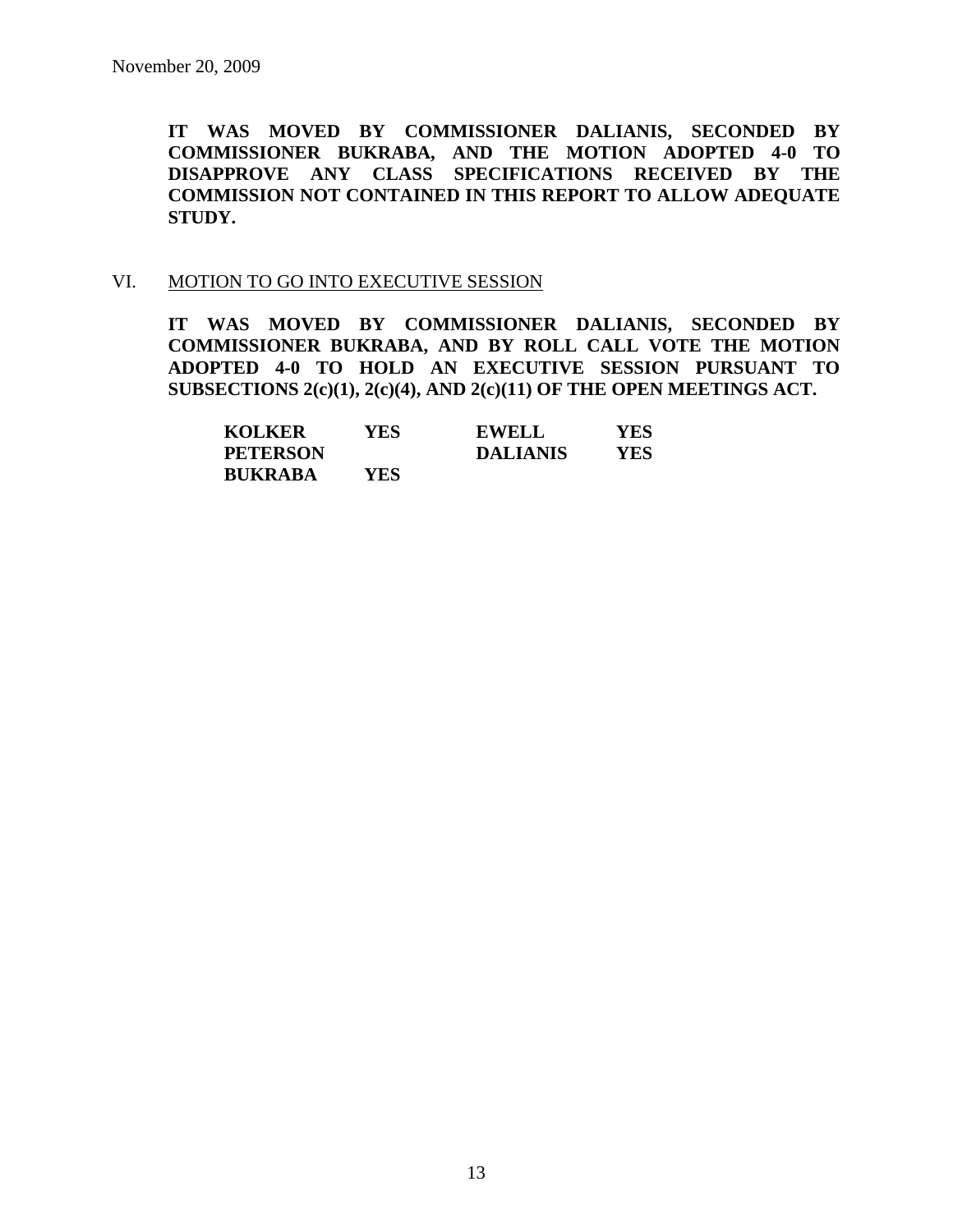**IT WAS MOVED BY COMMISSIONER DALIANIS, SECONDED BY COMMISSIONER BUKRABA, AND THE MOTION ADOPTED 4-0 TO DISAPPROVE ANY CLASS SPECIFICATIONS RECEIVED BY THE COMMISSION NOT CONTAINED IN THIS REPORT TO ALLOW ADEQUATE STUDY.**

VI. MOTION TO GO INTO EXECUTIVE SESSION

**IT WAS MOVED BY COMMISSIONER DALIANIS, SECONDED BY COMMISSIONER BUKRABA, AND BY ROLL CALL VOTE THE MOTION ADOPTED 4-0 TO HOLD AN EXECUTIVE SESSION PURSUANT TO SUBSECTIONS 2(c)(1), 2(c)(4), AND 2(c)(11) OF THE OPEN MEETINGS ACT.**

| | | | |
|---|---|---|---|
| **KOLKER** | **YES** | **EWELL** | **YES** |
| **PETERSON** | | **DALIANIS** | **YES** |
| **BUKRABA** | **YES** | | |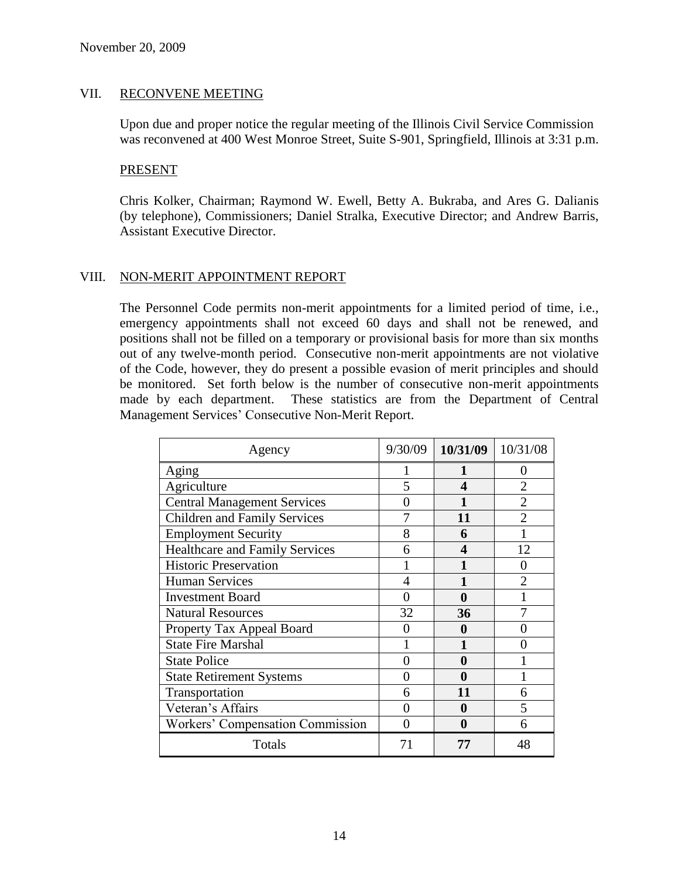November 20, 2009

## VII. RECONVENE MEETING

Upon due and proper notice the regular meeting of the Illinois Civil Service Commission was reconvened at 400 West Monroe Street, Suite S-901, Springfield, Illinois at 3:31 p.m.

### PRESENT

Chris Kolker, Chairman; Raymond W. Ewell, Betty A. Bukraba, and Ares G. Dalianis (by telephone), Commissioners; Daniel Stralka, Executive Director; and Andrew Barris, Assistant Executive Director.

## VIII. NON-MERIT APPOINTMENT REPORT

The Personnel Code permits non-merit appointments for a limited period of time, i.e., emergency appointments shall not exceed 60 days and shall not be renewed, and positions shall not be filled on a temporary or provisional basis for more than six months out of any twelve-month period. Consecutive non-merit appointments are not violative of the Code, however, they do present a possible evasion of merit principles and should be monitored. Set forth below is the number of consecutive non-merit appointments made by each department. These statistics are from the Department of Central Management Services' Consecutive Non-Merit Report.

| Agency | 9/30/09 | **10/31/09** | 10/31/08 |
|---|---|---|---|
| Aging | 1 | **1** | 0 |
| Agriculture | 5 | **4** | 2 |
| Central Management Services | 0 | **1** | 2 |
| Children and Family Services | 7 | **11** | 2 |
| Employment Security | 8 | **6** | 1 |
| Healthcare and Family Services | 6 | **4** | 12 |
| Historic Preservation | 1 | **1** | 0 |
| Human Services | 4 | **1** | 2 |
| Investment Board | 0 | **0** | 1 |
| Natural Resources | 32 | **36** | 7 |
| Property Tax Appeal Board | 0 | **0** | 0 |
| State Fire Marshal | 1 | **1** | 0 |
| State Police | 0 | **0** | 1 |
| State Retirement Systems | 0 | **0** | 1 |
| Transportation | 6 | **11** | 6 |
| Veteran's Affairs | 0 | **0** | 5 |
| Workers' Compensation Commission | 0 | **0** | 6 |
| Totals | 71 | **77** | 48 |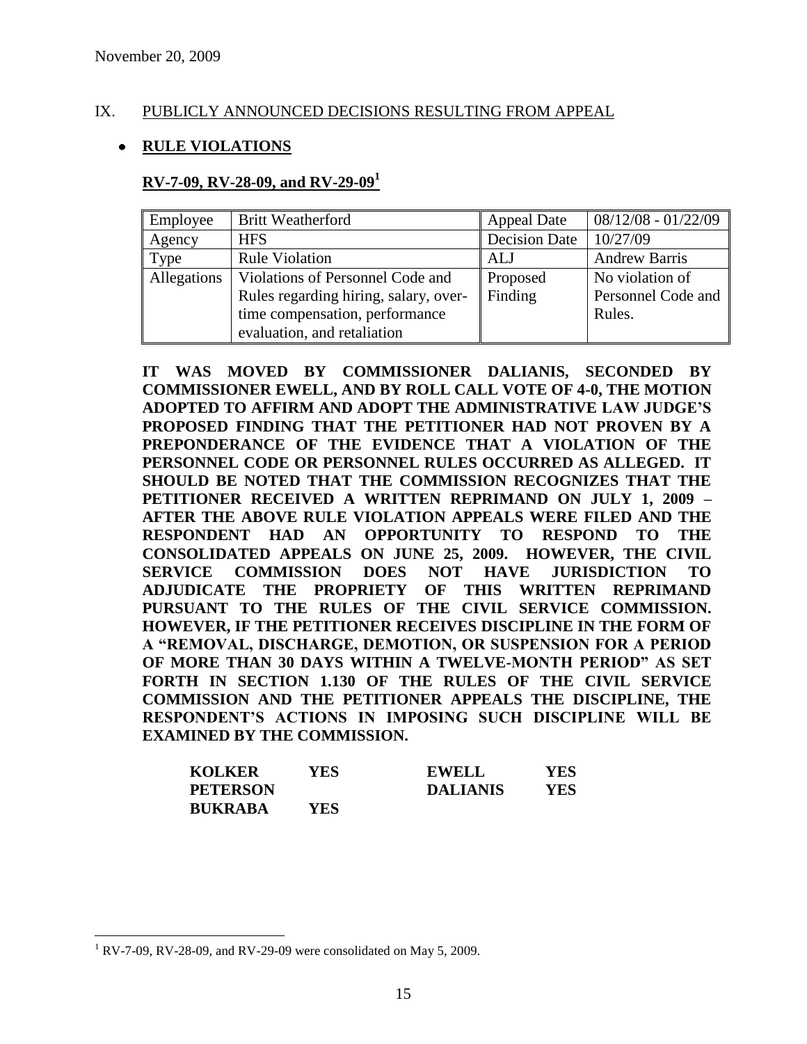November 20, 2009

## IX. PUBLICLY ANNOUNCED DECISIONS RESULTING FROM APPEAL

- **RULE VIOLATIONS**

### RV-7-09, RV-28-09, and RV-29-09[1]

| Employee | Britt Weatherford | Appeal Date | 08/12/08 - 01/22/09 |
|---|---|---|---|
| Agency | HFS | Decision Date | 10/27/09 |
| Type | Rule Violation | ALJ | Andrew Barris |
| Allegations | Violations of Personnel Code and Rules regarding hiring, salary, over-time compensation, performance evaluation, and retaliation | Proposed Finding | No violation of Personnel Code and Rules. |

**IT WAS MOVED BY COMMISSIONER DALIANIS, SECONDED BY COMMISSIONER EWELL, AND BY ROLL CALL VOTE OF 4-0, THE MOTION ADOPTED TO AFFIRM AND ADOPT THE ADMINISTRATIVE LAW JUDGE'S PROPOSED FINDING THAT THE PETITIONER HAD NOT PROVEN BY A PREPONDERANCE OF THE EVIDENCE THAT A VIOLATION OF THE PERSONNEL CODE OR PERSONNEL RULES OCCURRED AS ALLEGED. IT SHOULD BE NOTED THAT THE COMMISSION RECOGNIZES THAT THE PETITIONER RECEIVED A WRITTEN REPRIMAND ON JULY 1, 2009 – AFTER THE ABOVE RULE VIOLATION APPEALS WERE FILED AND THE RESPONDENT HAD AN OPPORTUNITY TO RESPOND TO THE CONSOLIDATED APPEALS ON JUNE 25, 2009. HOWEVER, THE CIVIL SERVICE COMMISSION DOES NOT HAVE JURISDICTION TO ADJUDICATE THE PROPRIETY OF THIS WRITTEN REPRIMAND PURSUANT TO THE RULES OF THE CIVIL SERVICE COMMISSION. HOWEVER, IF THE PETITIONER RECEIVES DISCIPLINE IN THE FORM OF A "REMOVAL, DISCHARGE, DEMOTION, OR SUSPENSION FOR A PERIOD OF MORE THAN 30 DAYS WITHIN A TWELVE-MONTH PERIOD" AS SET FORTH IN SECTION 1.130 OF THE RULES OF THE CIVIL SERVICE COMMISSION AND THE PETITIONER APPEALS THE DISCIPLINE, THE RESPONDENT'S ACTIONS IN IMPOSING SUCH DISCIPLINE WILL BE EXAMINED BY THE COMMISSION.**

| | | | |
|---|---|---|---|
| **KOLKER** | **YES** | **EWELL** | **YES** |
| **PETERSON** | | **DALIANIS** | **YES** |
| **BUKRABA** | **YES** | | |

[1] RV-7-09, RV-28-09, and RV-29-09 were consolidated on May 5, 2009.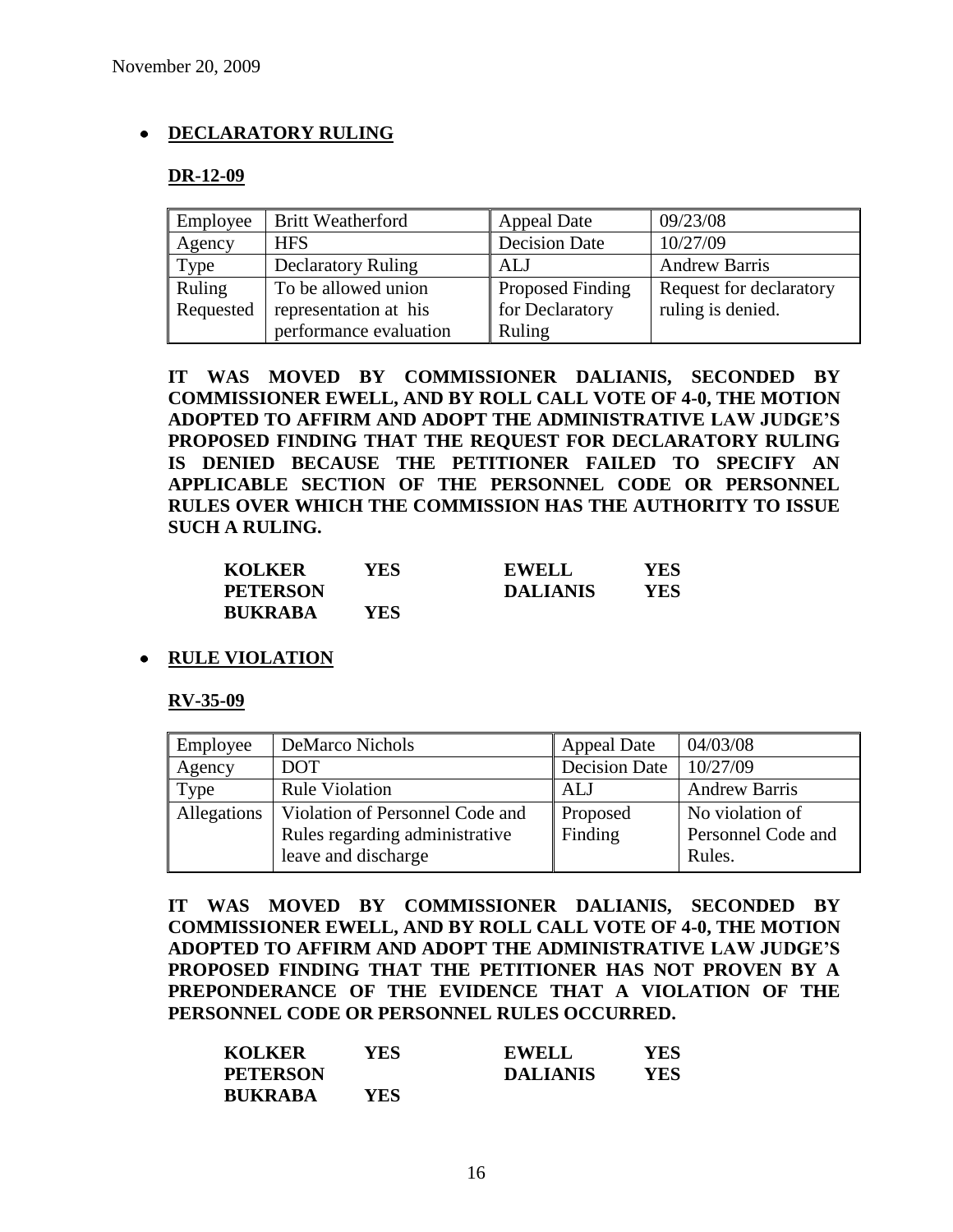November 20, 2009

- **DECLARATORY RULING**

**DR-12-09**

| Employee | Britt Weatherford | Appeal Date | 09/23/08 |
|---|---|---|---|
| Agency | HFS | Decision Date | 10/27/09 |
| Type | Declaratory Ruling | ALJ | Andrew Barris |
| Ruling Requested | To be allowed union representation at his performance evaluation | Proposed Finding for Declaratory Ruling | Request for declaratory ruling is denied. |

**IT WAS MOVED BY COMMISSIONER DALIANIS, SECONDED BY COMMISSIONER EWELL, AND BY ROLL CALL VOTE OF 4-0, THE MOTION ADOPTED TO AFFIRM AND ADOPT THE ADMINISTRATIVE LAW JUDGE'S PROPOSED FINDING THAT THE REQUEST FOR DECLARATORY RULING IS DENIED BECAUSE THE PETITIONER FAILED TO SPECIFY AN APPLICABLE SECTION OF THE PERSONNEL CODE OR PERSONNEL RULES OVER WHICH THE COMMISSION HAS THE AUTHORITY TO ISSUE SUCH A RULING.**

| | | | |
|---|---|---|---|
| **KOLKER** | **YES** | **EWELL** | **YES** |
| **PETERSON** | | **DALIANIS** | **YES** |
| **BUKRABA** | **YES** | | |

- **RULE VIOLATION**

**RV-35-09**

| Employee | DeMarco Nichols | Appeal Date | 04/03/08 |
|---|---|---|---|
| Agency | DOT | Decision Date | 10/27/09 |
| Type | Rule Violation | ALJ | Andrew Barris |
| Allegations | Violation of Personnel Code and Rules regarding administrative leave and discharge | Proposed Finding | No violation of Personnel Code and Rules. |

**IT WAS MOVED BY COMMISSIONER DALIANIS, SECONDED BY COMMISSIONER EWELL, AND BY ROLL CALL VOTE OF 4-0, THE MOTION ADOPTED TO AFFIRM AND ADOPT THE ADMINISTRATIVE LAW JUDGE'S PROPOSED FINDING THAT THE PETITIONER HAS NOT PROVEN BY A PREPONDERANCE OF THE EVIDENCE THAT A VIOLATION OF THE PERSONNEL CODE OR PERSONNEL RULES OCCURRED.**

| | | | |
|---|---|---|---|
| **KOLKER** | **YES** | **EWELL** | **YES** |
| **PETERSON** | | **DALIANIS** | **YES** |
| **BUKRABA** | **YES** | | |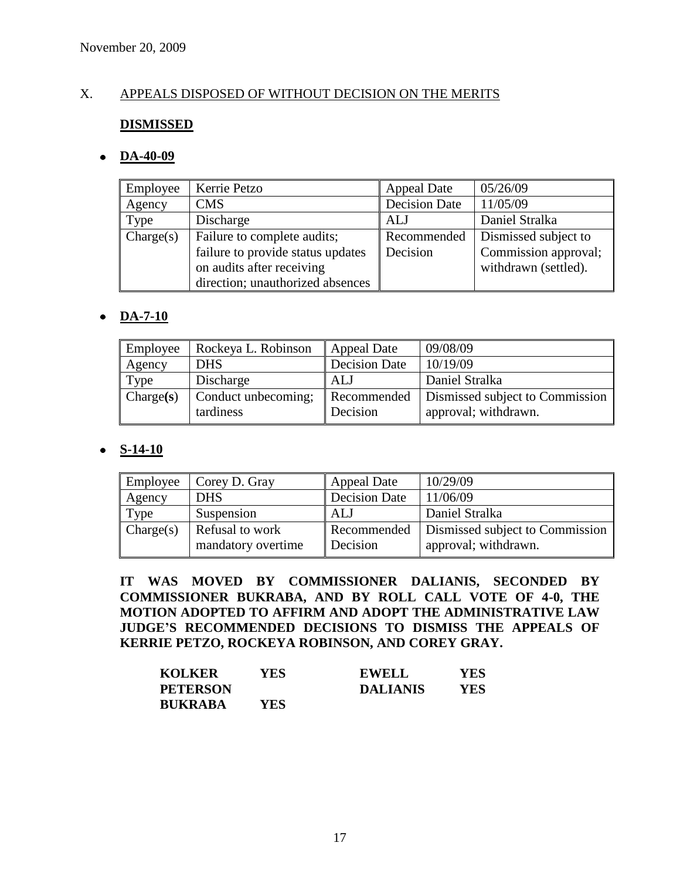November 20, 2009

X. APPEALS DISPOSED OF WITHOUT DECISION ON THE MERITS

**DISMISSED**

- **DA-40-09**

| Employee | Kerrie Petzo | Appeal Date | 05/26/09 |
|---|---|---|---|
| Agency | CMS | Decision Date | 11/05/09 |
| Type | Discharge | ALJ | Daniel Stralka |
| Charge(s) | Failure to complete audits; failure to provide status updates on audits after receiving direction; unauthorized absences | Recommended Decision | Dismissed subject to Commission approval; withdrawn (settled). |

- **DA-7-10**

| Employee | Rockeya L. Robinson | Appeal Date | 09/08/09 |
|---|---|---|---|
| Agency | DHS | Decision Date | 10/19/09 |
| Type | Discharge | ALJ | Daniel Stralka |
| Charge**(s)** | Conduct unbecoming; tardiness | Recommended Decision | Dismissed subject to Commission approval; withdrawn. |

- **S-14-10**

| Employee | Corey D. Gray | Appeal Date | 10/29/09 |
|---|---|---|---|
| Agency | DHS | Decision Date | 11/06/09 |
| Type | Suspension | ALJ | Daniel Stralka |
| Charge(s) | Refusal to work mandatory overtime | Recommended Decision | Dismissed subject to Commission approval; withdrawn. |

**IT WAS MOVED BY COMMISSIONER DALIANIS, SECONDED BY COMMISSIONER BUKRABA, AND BY ROLL CALL VOTE OF 4-0, THE MOTION ADOPTED TO AFFIRM AND ADOPT THE ADMINISTRATIVE LAW JUDGE'S RECOMMENDED DECISIONS TO DISMISS THE APPEALS OF KERRIE PETZO, ROCKEYA ROBINSON, AND COREY GRAY.**

| | | | |
|---|---|---|---|
| **KOLKER** | **YES** | **EWELL** | **YES** |
| **PETERSON** | | **DALIANIS** | **YES** |
| **BUKRABA** | **YES** | | |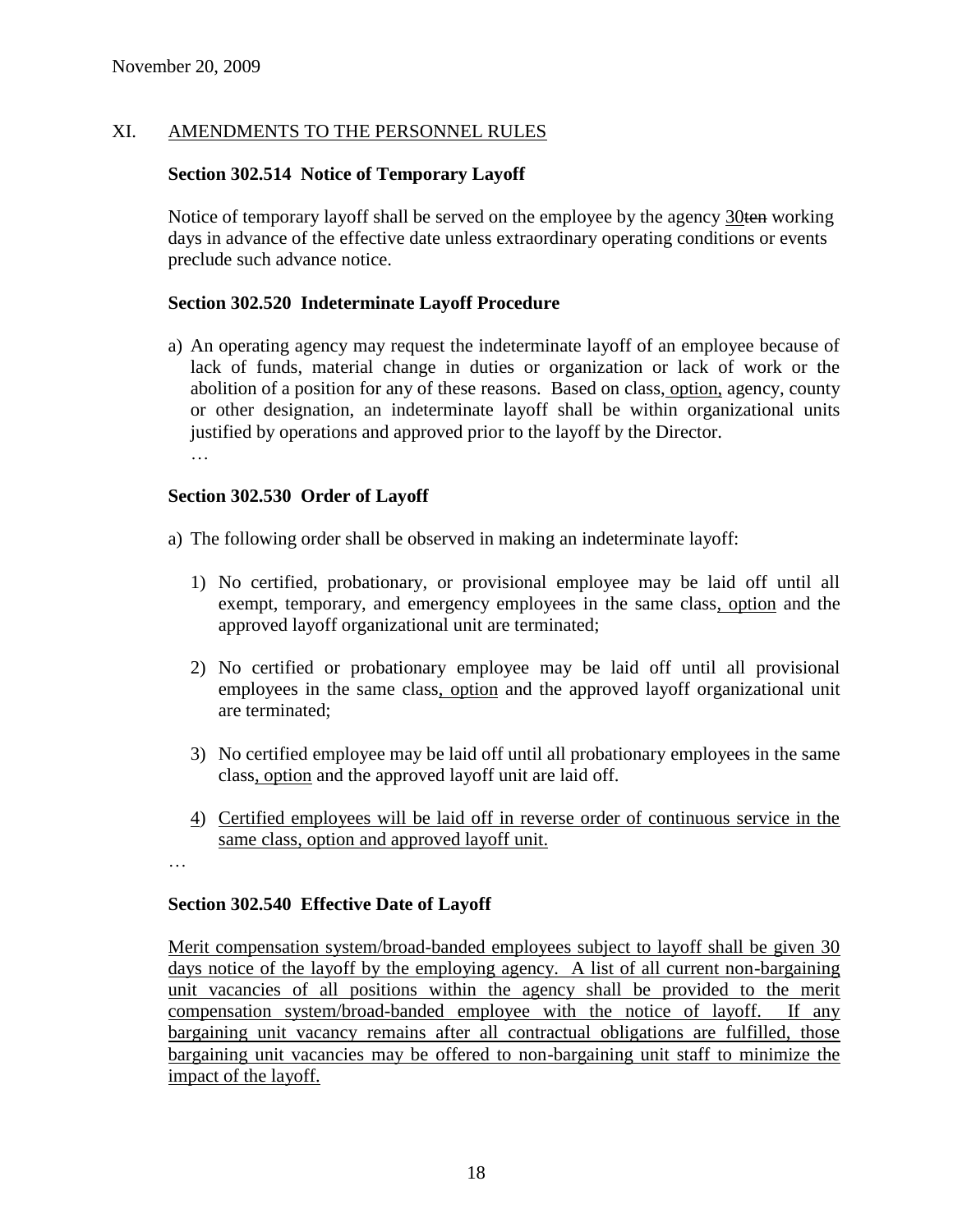November 20, 2009

## XI. AMENDMENTS TO THE PERSONNEL RULES

### Section 302.514 Notice of Temporary Layoff

Notice of temporary layoff shall be served on the employee by the agency <u>30</u>~~ten~~ working days in advance of the effective date unless extraordinary operating conditions or events preclude such advance notice.

### Section 302.520 Indeterminate Layoff Procedure

a) An operating agency may request the indeterminate layoff of an employee because of lack of funds, material change in duties or organization or lack of work or the abolition of a position for any of these reasons. Based on class, <u>option,</u> agency, county or other designation, an indeterminate layoff shall be within organizational units justified by operations and approved prior to the layoff by the Director.

…

### Section 302.530 Order of Layoff

a) The following order shall be observed in making an indeterminate layoff:

1) No certified, probationary, or provisional employee may be laid off until all exempt, temporary, and emergency employees in the same class<u>, option</u> and the approved layoff organizational unit are terminated;

2) No certified or probationary employee may be laid off until all provisional employees in the same class<u>, option</u> and the approved layoff organizational unit are terminated;

3) No certified employee may be laid off until all probationary employees in the same class<u>, option</u> and the approved layoff unit are laid off.

4) <u>Certified employees will be laid off in reverse order of continuous service in the same class, option and approved layoff unit.</u>

…

### Section 302.540 Effective Date of Layoff

<u>Merit compensation system/broad-banded employees subject to layoff shall be given 30 days notice of the layoff by the employing agency. A list of all current non-bargaining unit vacancies of all positions within the agency shall be provided to the merit compensation system/broad-banded employee with the notice of layoff. If any bargaining unit vacancy remains after all contractual obligations are fulfilled, those bargaining unit vacancies may be offered to non-bargaining unit staff to minimize the impact of the layoff.</u>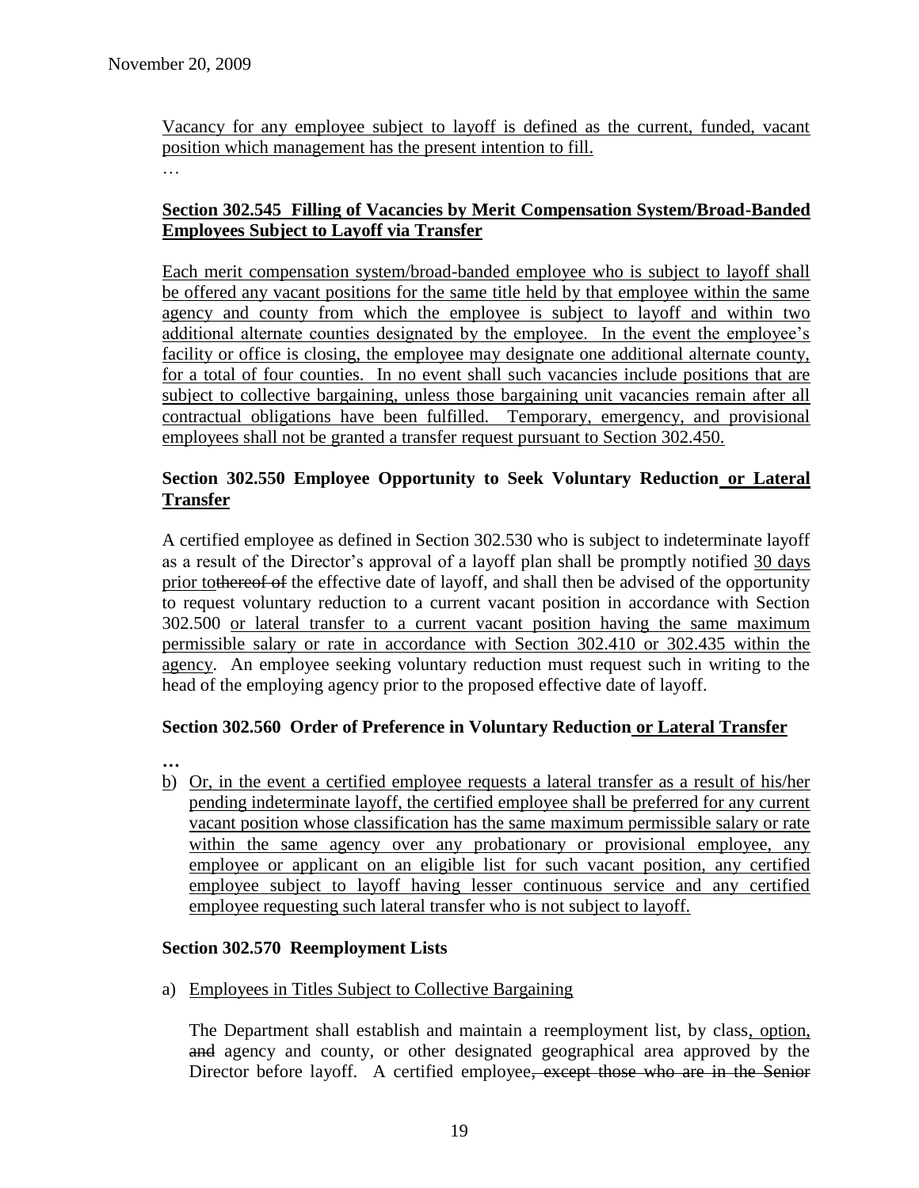Vacancy for any employee subject to layoff is defined as the current, funded, vacant position which management has the present intention to fill.

…

**Section 302.545 Filling of Vacancies by Merit Compensation System/Broad-Banded Employees Subject to Layoff via Transfer**

Each merit compensation system/broad-banded employee who is subject to layoff shall be offered any vacant positions for the same title held by that employee within the same agency and county from which the employee is subject to layoff and within two additional alternate counties designated by the employee. In the event the employee's facility or office is closing, the employee may designate one additional alternate county, for a total of four counties. In no event shall such vacancies include positions that are subject to collective bargaining, unless those bargaining unit vacancies remain after all contractual obligations have been fulfilled. Temporary, emergency, and provisional employees shall not be granted a transfer request pursuant to Section 302.450.

**Section 302.550 Employee Opportunity to Seek Voluntary Reduction or Lateral Transfer**

A certified employee as defined in Section 302.530 who is subject to indeterminate layoff as a result of the Director's approval of a layoff plan shall be promptly notified 30 days prior to~~thereof of~~ the effective date of layoff, and shall then be advised of the opportunity to request voluntary reduction to a current vacant position in accordance with Section 302.500 or lateral transfer to a current vacant position having the same maximum permissible salary or rate in accordance with Section 302.410 or 302.435 within the agency. An employee seeking voluntary reduction must request such in writing to the head of the employing agency prior to the proposed effective date of layoff.

**Section 302.560 Order of Preference in Voluntary Reduction or Lateral Transfer**

**…**

b) Or, in the event a certified employee requests a lateral transfer as a result of his/her pending indeterminate layoff, the certified employee shall be preferred for any current vacant position whose classification has the same maximum permissible salary or rate within the same agency over any probationary or provisional employee, any employee or applicant on an eligible list for such vacant position, any certified employee subject to layoff having lesser continuous service and any certified employee requesting such lateral transfer who is not subject to layoff.

**Section 302.570 Reemployment Lists**

a) Employees in Titles Subject to Collective Bargaining

The Department shall establish and maintain a reemployment list, by class, option, ~~and~~ agency and county, or other designated geographical area approved by the Director before layoff. A certified employee~~, except those who are in the Senior~~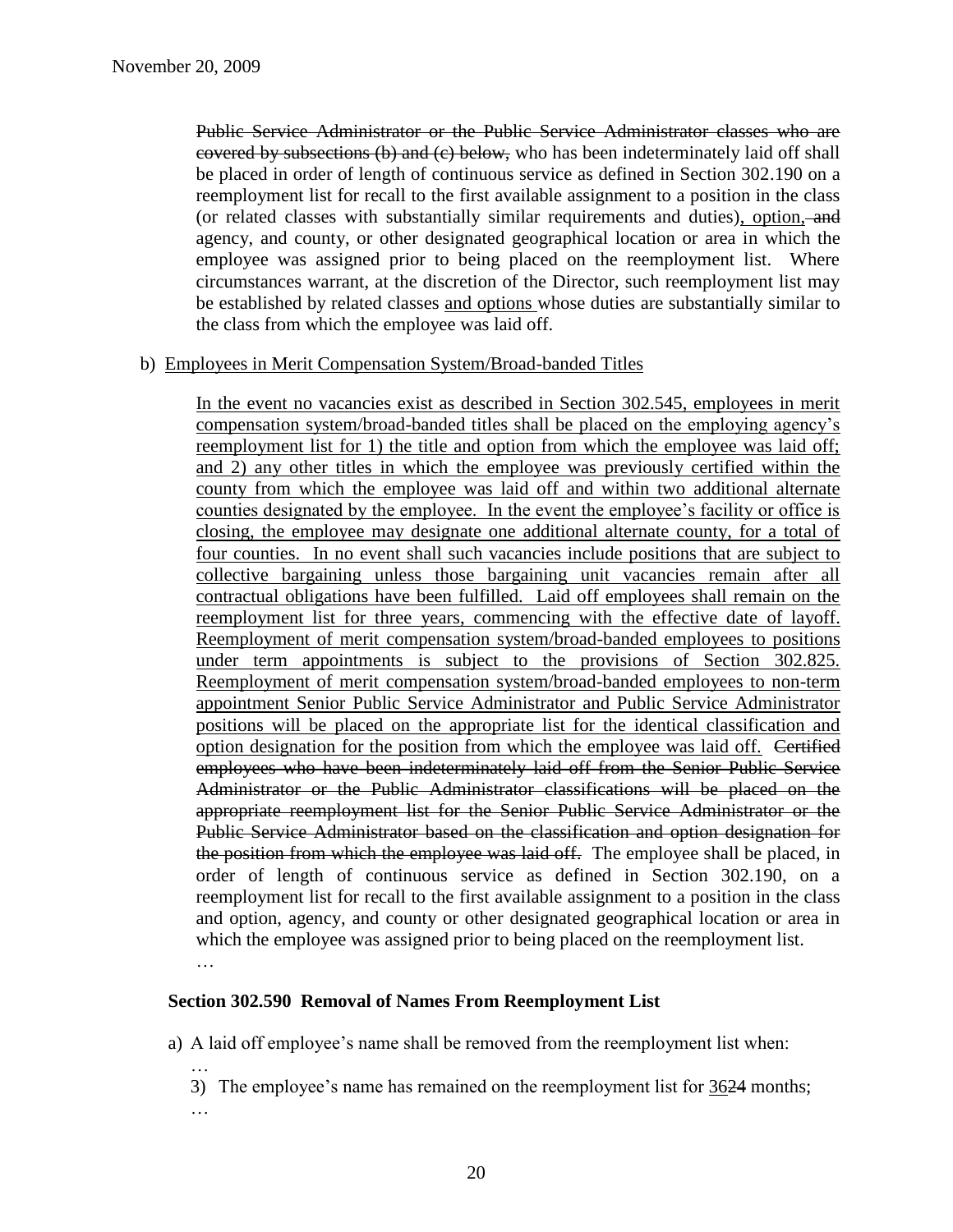Public Service Administrator or the Public Service Administrator classes who are covered by subsections (b) and (c) below, who has been indeterminately laid off shall be placed in order of length of continuous service as defined in Section 302.190 on a reemployment list for recall to the first available assignment to a position in the class (or related classes with substantially similar requirements and duties), option, and agency, and county, or other designated geographical location or area in which the employee was assigned prior to being placed on the reemployment list. Where circumstances warrant, at the discretion of the Director, such reemployment list may be established by related classes and options whose duties are substantially similar to the class from which the employee was laid off.

b) Employees in Merit Compensation System/Broad-banded Titles

In the event no vacancies exist as described in Section 302.545, employees in merit compensation system/broad-banded titles shall be placed on the employing agency's reemployment list for 1) the title and option from which the employee was laid off; and 2) any other titles in which the employee was previously certified within the county from which the employee was laid off and within two additional alternate counties designated by the employee. In the event the employee's facility or office is closing, the employee may designate one additional alternate county, for a total of four counties. In no event shall such vacancies include positions that are subject to collective bargaining unless those bargaining unit vacancies remain after all contractual obligations have been fulfilled. Laid off employees shall remain on the reemployment list for three years, commencing with the effective date of layoff. Reemployment of merit compensation system/broad-banded employees to positions under term appointments is subject to the provisions of Section 302.825. Reemployment of merit compensation system/broad-banded employees to non-term appointment Senior Public Service Administrator and Public Service Administrator positions will be placed on the appropriate list for the identical classification and option designation for the position from which the employee was laid off. Certified employees who have been indeterminately laid off from the Senior Public Service Administrator or the Public Administrator classifications will be placed on the appropriate reemployment list for the Senior Public Service Administrator or the Public Service Administrator based on the classification and option designation for the position from which the employee was laid off. The employee shall be placed, in order of length of continuous service as defined in Section 302.190, on a reemployment list for recall to the first available assignment to a position in the class and option, agency, and county or other designated geographical location or area in which the employee was assigned prior to being placed on the reemployment list.

…

**Section 302.590 Removal of Names From Reemployment List**

a) A laid off employee's name shall be removed from the reemployment list when:

…

3) The employee's name has remained on the reemployment list for 3624 months;

…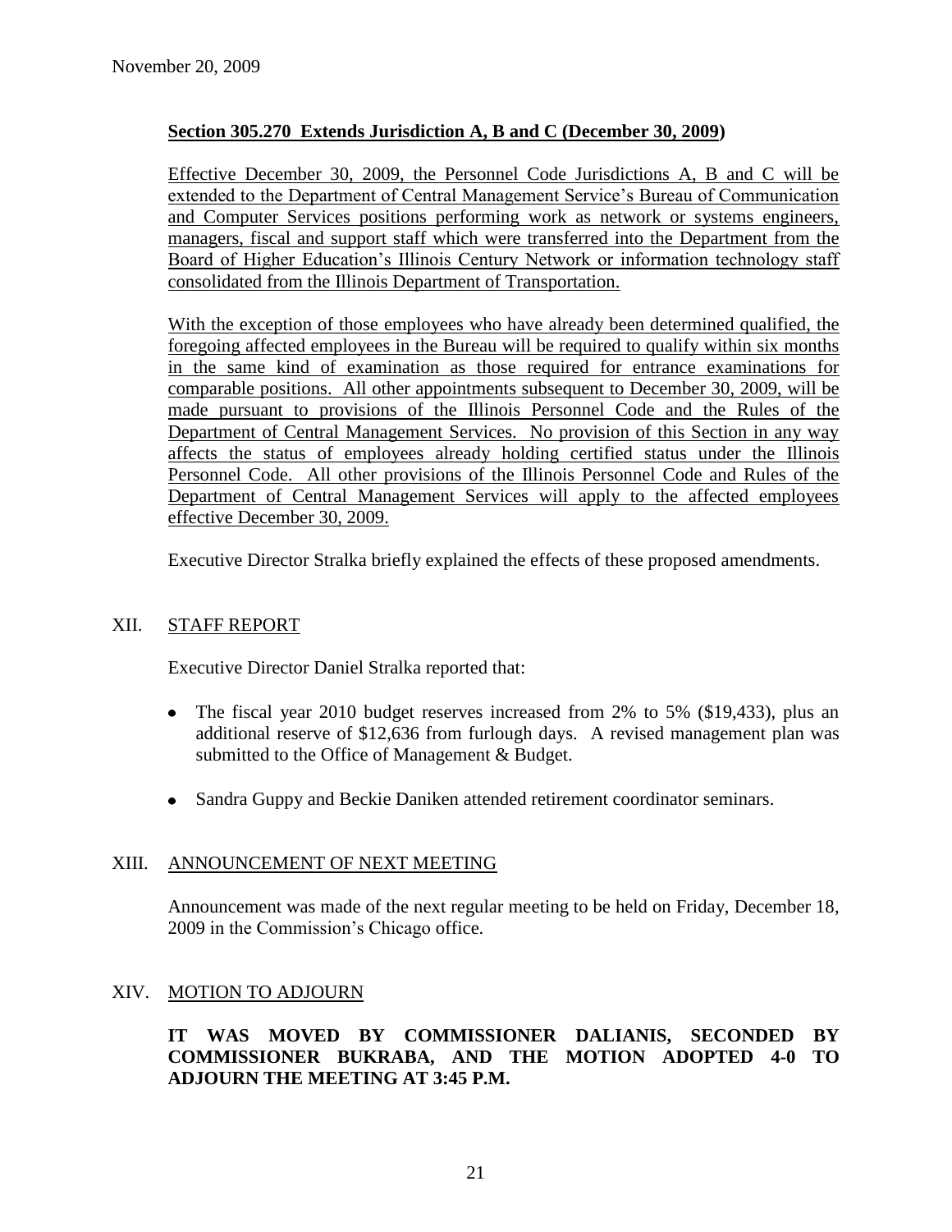**Section 305.270 Extends Jurisdiction A, B and C (December 30, 2009)**

Effective December 30, 2009, the Personnel Code Jurisdictions A, B and C will be extended to the Department of Central Management Service's Bureau of Communication and Computer Services positions performing work as network or systems engineers, managers, fiscal and support staff which were transferred into the Department from the Board of Higher Education's Illinois Century Network or information technology staff consolidated from the Illinois Department of Transportation.

With the exception of those employees who have already been determined qualified, the foregoing affected employees in the Bureau will be required to qualify within six months in the same kind of examination as those required for entrance examinations for comparable positions. All other appointments subsequent to December 30, 2009, will be made pursuant to provisions of the Illinois Personnel Code and the Rules of the Department of Central Management Services. No provision of this Section in any way affects the status of employees already holding certified status under the Illinois Personnel Code. All other provisions of the Illinois Personnel Code and Rules of the Department of Central Management Services will apply to the affected employees effective December 30, 2009.

Executive Director Stralka briefly explained the effects of these proposed amendments.

## XII. STAFF REPORT

Executive Director Daniel Stralka reported that:

- The fiscal year 2010 budget reserves increased from 2% to 5% ($19,433), plus an additional reserve of $12,636 from furlough days. A revised management plan was submitted to the Office of Management & Budget.
- Sandra Guppy and Beckie Daniken attended retirement coordinator seminars.

## XIII. ANNOUNCEMENT OF NEXT MEETING

Announcement was made of the next regular meeting to be held on Friday, December 18, 2009 in the Commission's Chicago office.

## XIV. MOTION TO ADJOURN

**IT WAS MOVED BY COMMISSIONER DALIANIS, SECONDED BY COMMISSIONER BUKRABA, AND THE MOTION ADOPTED 4-0 TO ADJOURN THE MEETING AT 3:45 P.M.**